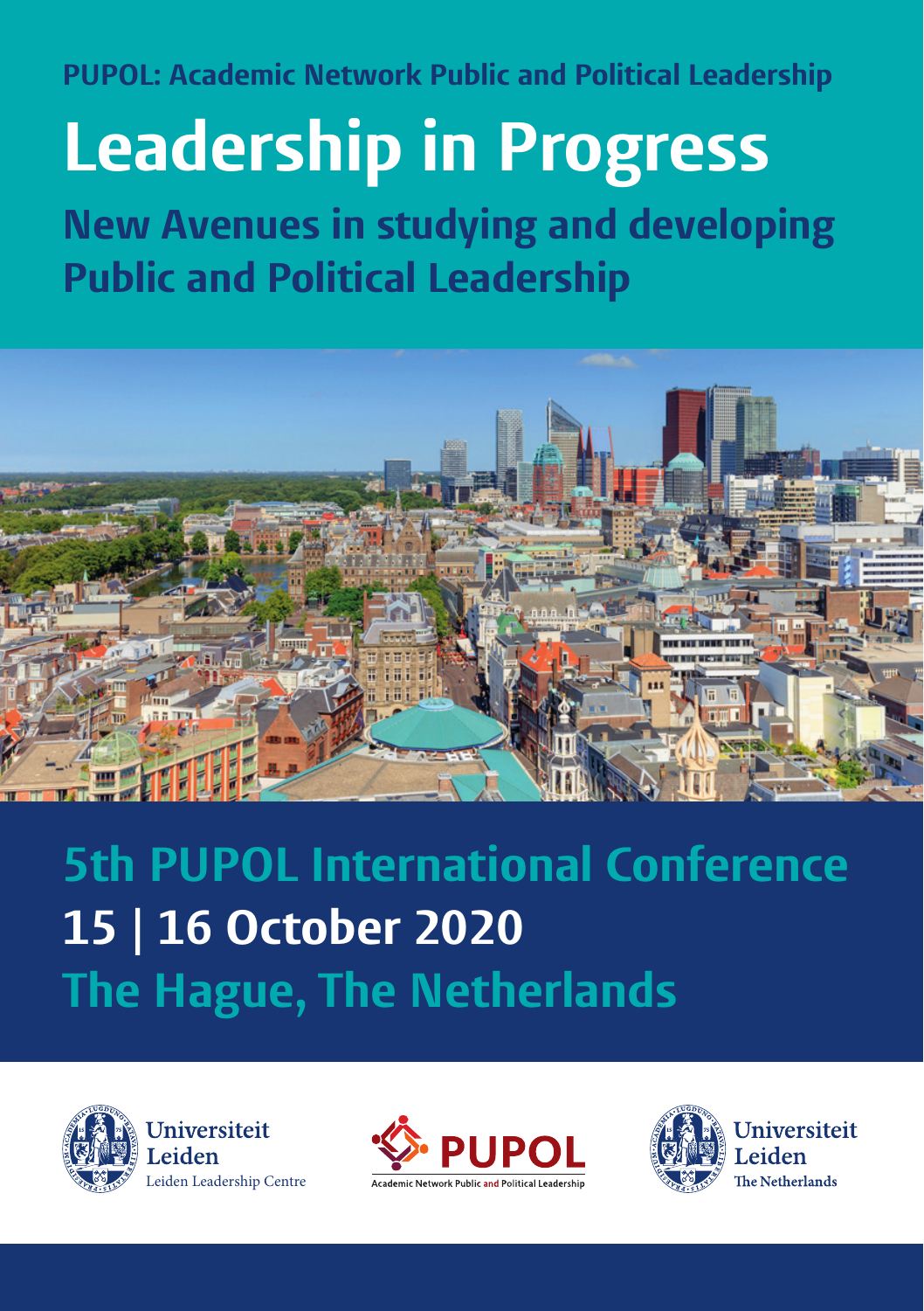PUPOL: Academic Network Public and Political Leadership

# Leadership in Progress

## New Avenues in studying and developing Public and Political Leadership

## 5th PUPOL International Conference

**15 | 16 October 2020**

**The Hague, The Netherlands**

Universiteit Leiden
Leiden Leadership Centre

PUPOL
Academic Network Public and Political Leadership

Universiteit Leiden
The Netherlands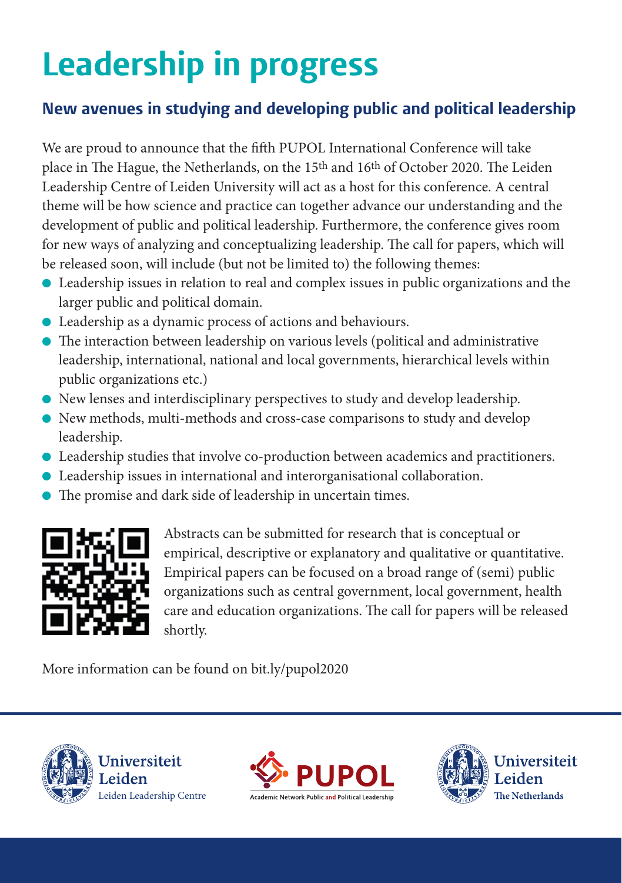# Leadership in progress

## New avenues in studying and developing public and political leadership

We are proud to announce that the fifth PUPOL International Conference will take place in The Hague, the Netherlands, on the 15th and 16th of October 2020. The Leiden Leadership Centre of Leiden University will act as a host for this conference. A central theme will be how science and practice can together advance our understanding and the development of public and political leadership. Furthermore, the conference gives room for new ways of analyzing and conceptualizing leadership. The call for papers, which will be released soon, will include (but not be limited to) the following themes:

- Leadership issues in relation to real and complex issues in public organizations and the larger public and political domain.
- Leadership as a dynamic process of actions and behaviours.
- The interaction between leadership on various levels (political and administrative leadership, international, national and local governments, hierarchical levels within public organizations etc.)
- New lenses and interdisciplinary perspectives to study and develop leadership.
- New methods, multi-methods and cross-case comparisons to study and develop leadership.
- Leadership studies that involve co-production between academics and practitioners.
- Leadership issues in international and interorganisational collaboration.
- The promise and dark side of leadership in uncertain times.

Abstracts can be submitted for research that is conceptual or empirical, descriptive or explanatory and qualitative or quantitative. Empirical papers can be focused on a broad range of (semi) public organizations such as central government, local government, health care and education organizations. The call for papers will be released shortly.

More information can be found on bit.ly/pupol2020

Universiteit Leiden
Leiden Leadership Centre

PUPOL
Academic Network Public and Political Leadership

Universiteit Leiden
The Netherlands